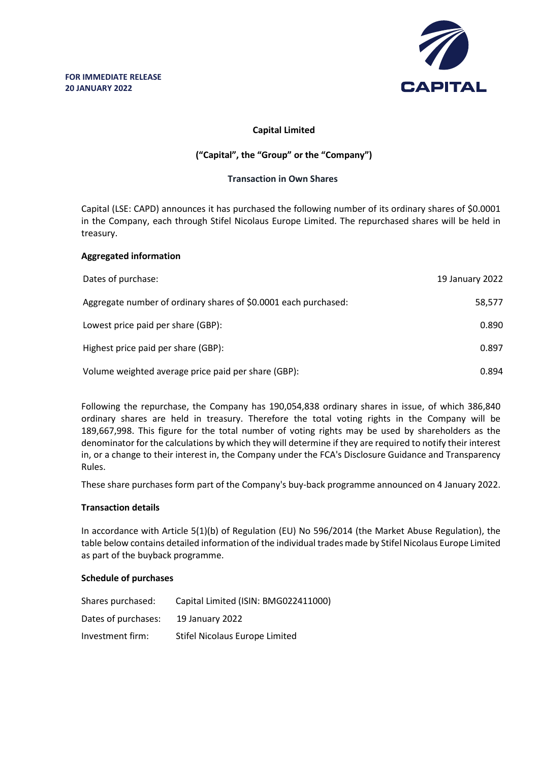**FOR IMMEDIATE RELEASE**
**20 JANUARY 2022**

CAPITAL

**Capital Limited**

**("Capital", the "Group" or the "Company")**

**Transaction in Own Shares**

Capital (LSE: CAPD) announces it has purchased the following number of its ordinary shares of $0.0001 in the Company, each through Stifel Nicolaus Europe Limited. The repurchased shares will be held in treasury.

**Aggregated information**

| | |
|---|---|
| Dates of purchase: | 19 January 2022 |
| Aggregate number of ordinary shares of $0.0001 each purchased: | 58,577 |
| Lowest price paid per share (GBP): | 0.890 |
| Highest price paid per share (GBP): | 0.897 |
| Volume weighted average price paid per share (GBP): | 0.894 |

Following the repurchase, the Company has 190,054,838 ordinary shares in issue, of which 386,840 ordinary shares are held in treasury. Therefore the total voting rights in the Company will be 189,667,998. This figure for the total number of voting rights may be used by shareholders as the denominator for the calculations by which they will determine if they are required to notify their interest in, or a change to their interest in, the Company under the FCA's Disclosure Guidance and Transparency Rules.

These share purchases form part of the Company's buy-back programme announced on 4 January 2022.

**Transaction details**

In accordance with Article 5(1)(b) of Regulation (EU) No 596/2014 (the Market Abuse Regulation), the table below contains detailed information of the individual trades made by Stifel Nicolaus Europe Limited as part of the buyback programme.

**Schedule of purchases**

| | |
|---|---|
| Shares purchased: | Capital Limited (ISIN: BMG022411000) |
| Dates of purchases: | 19 January 2022 |
| Investment firm: | Stifel Nicolaus Europe Limited |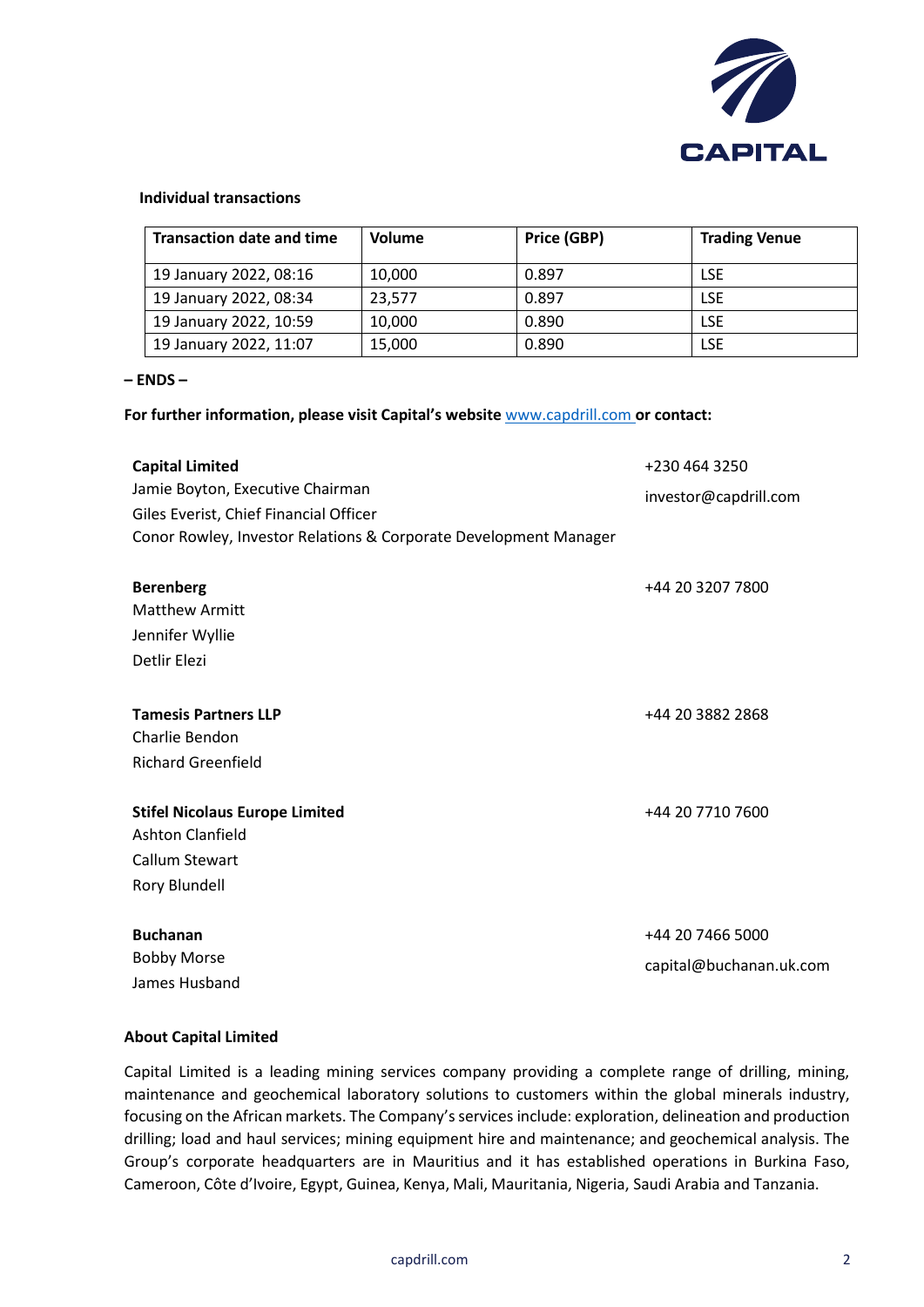**Individual transactions**

| Transaction date and time | Volume | Price (GBP) | Trading Venue |
| --- | --- | --- | --- |
| 19 January 2022, 08:16 | 10,000 | 0.897 | LSE |
| 19 January 2022, 08:34 | 23,577 | 0.897 | LSE |
| 19 January 2022, 10:59 | 10,000 | 0.890 | LSE |
| 19 January 2022, 11:07 | 15,000 | 0.890 | LSE |

**– ENDS –**

**For further information, please visit Capital's website** www.capdrill.com **or contact:**

**Capital Limited**
Jamie Boyton, Executive Chairman
Giles Everist, Chief Financial Officer
Conor Rowley, Investor Relations & Corporate Development Manager

+230 464 3250
investor@capdrill.com

**Berenberg**
Matthew Armitt
Jennifer Wyllie
Detlir Elezi

+44 20 3207 7800

**Tamesis Partners LLP**
Charlie Bendon
Richard Greenfield

+44 20 3882 2868

**Stifel Nicolaus Europe Limited**
Ashton Clanfield
Callum Stewart
Rory Blundell

+44 20 7710 7600

**Buchanan**
Bobby Morse
James Husband

+44 20 7466 5000
capital@buchanan.uk.com

**About Capital Limited**

Capital Limited is a leading mining services company providing a complete range of drilling, mining, maintenance and geochemical laboratory solutions to customers within the global minerals industry, focusing on the African markets. The Company's services include: exploration, delineation and production drilling; load and haul services; mining equipment hire and maintenance; and geochemical analysis. The Group's corporate headquarters are in Mauritius and it has established operations in Burkina Faso, Cameroon, Côte d'Ivoire, Egypt, Guinea, Kenya, Mali, Mauritania, Nigeria, Saudi Arabia and Tanzania.